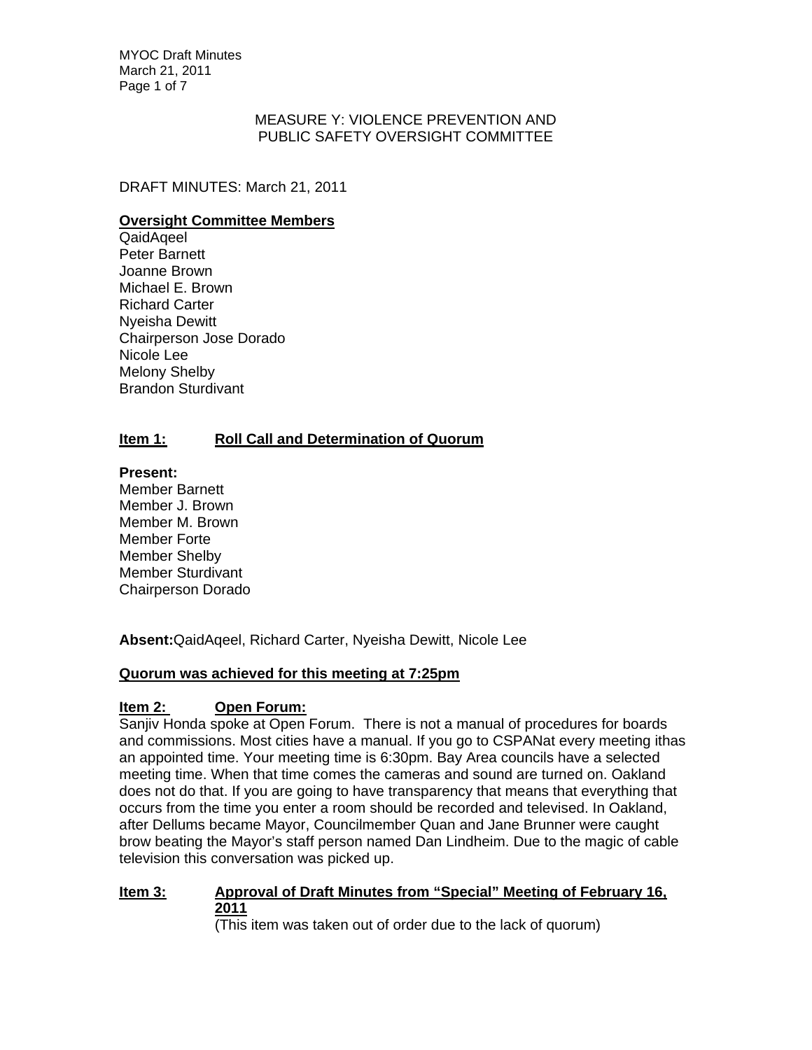# MEASURE Y: VIOLENCE PREVENTION AND PUBLIC SAFETY OVERSIGHT COMMITTEE

DRAFT MINUTES: March 21, 2011

**Oversight Committee Members**

QaidAqeel
Peter Barnett
Joanne Brown
Michael E. Brown
Richard Carter
Nyeisha Dewitt
Chairperson Jose Dorado
Nicole Lee
Melony Shelby
Brandon Sturdivant

## Item 1: Roll Call and Determination of Quorum

**Present:**

Member Barnett
Member J. Brown
Member M. Brown
Member Forte
Member Shelby
Member Sturdivant
Chairperson Dorado

**Absent:**QaidAqeel, Richard Carter, Nyeisha Dewitt, Nicole Lee

**Quorum was achieved for this meeting at 7:25pm**

## Item 2: Open Forum:

Sanjiv Honda spoke at Open Forum. There is not a manual of procedures for boards and commissions. Most cities have a manual. If you go to CSPANat every meeting ithas an appointed time. Your meeting time is 6:30pm. Bay Area councils have a selected meeting time. When that time comes the cameras and sound are turned on. Oakland does not do that. If you are going to have transparency that means that everything that occurs from the time you enter a room should be recorded and televised. In Oakland, after Dellums became Mayor, Councilmember Quan and Jane Brunner were caught brow beating the Mayor's staff person named Dan Lindheim. Due to the magic of cable television this conversation was picked up.

## Item 3: Approval of Draft Minutes from "Special" Meeting of February 16, 2011

(This item was taken out of order due to the lack of quorum)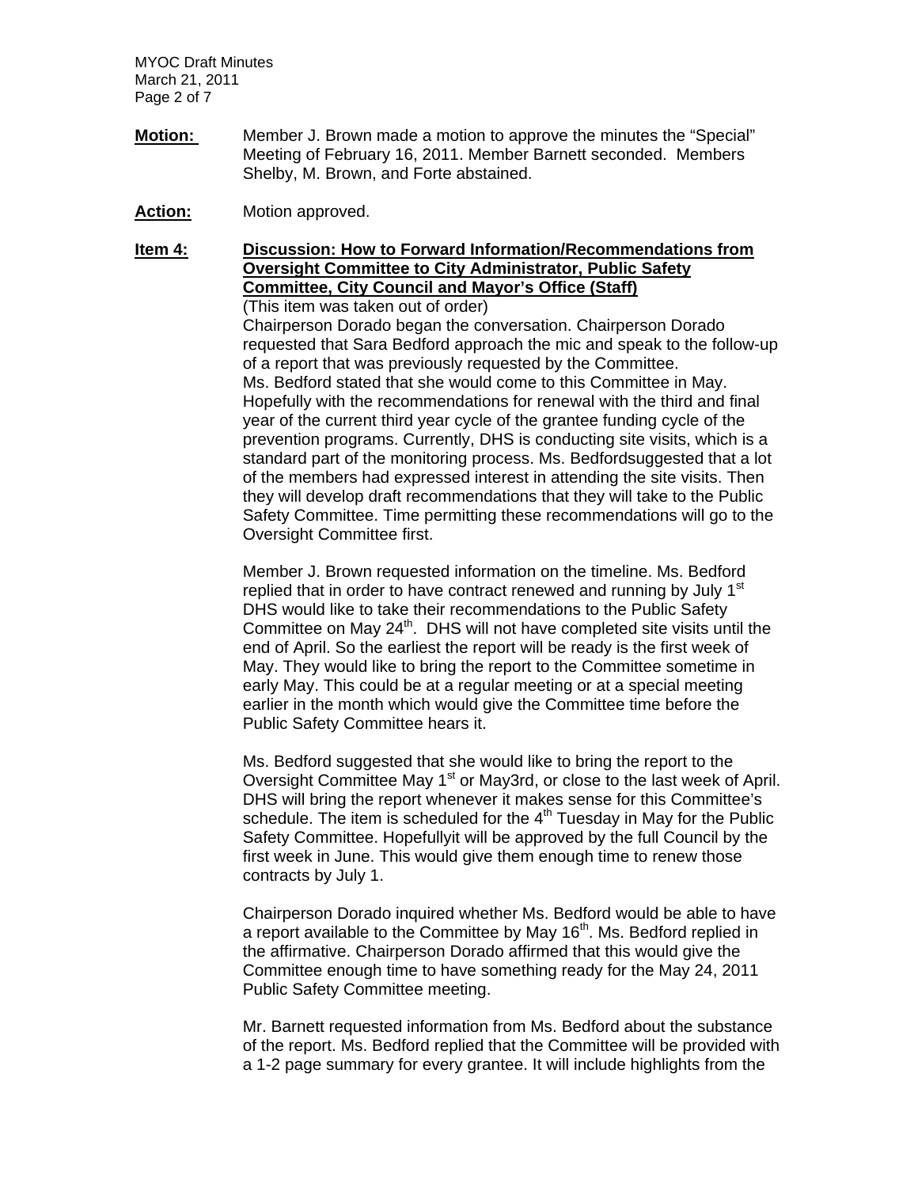**Motion:** Member J. Brown made a motion to approve the minutes the "Special" Meeting of February 16, 2011. Member Barnett seconded. Members Shelby, M. Brown, and Forte abstained.

**Action:** Motion approved.

**Item 4:** **Discussion: How to Forward Information/Recommendations from Oversight Committee to City Administrator, Public Safety Committee, City Council and Mayor's Office (Staff)**

(This item was taken out of order)

Chairperson Dorado began the conversation. Chairperson Dorado requested that Sara Bedford approach the mic and speak to the follow-up of a report that was previously requested by the Committee. Ms. Bedford stated that she would come to this Committee in May. Hopefully with the recommendations for renewal with the third and final year of the current third year cycle of the grantee funding cycle of the prevention programs. Currently, DHS is conducting site visits, which is a standard part of the monitoring process. Ms. Bedfordsuggested that a lot of the members had expressed interest in attending the site visits. Then they will develop draft recommendations that they will take to the Public Safety Committee. Time permitting these recommendations will go to the Oversight Committee first.

Member J. Brown requested information on the timeline. Ms. Bedford replied that in order to have contract renewed and running by July 1st DHS would like to take their recommendations to the Public Safety Committee on May 24th. DHS will not have completed site visits until the end of April. So the earliest the report will be ready is the first week of May. They would like to bring the report to the Committee sometime in early May. This could be at a regular meeting or at a special meeting earlier in the month which would give the Committee time before the Public Safety Committee hears it.

Ms. Bedford suggested that she would like to bring the report to the Oversight Committee May 1st or May3rd, or close to the last week of April. DHS will bring the report whenever it makes sense for this Committee's schedule. The item is scheduled for the 4th Tuesday in May for the Public Safety Committee. Hopefullyit will be approved by the full Council by the first week in June. This would give them enough time to renew those contracts by July 1.

Chairperson Dorado inquired whether Ms. Bedford would be able to have a report available to the Committee by May 16th. Ms. Bedford replied in the affirmative. Chairperson Dorado affirmed that this would give the Committee enough time to have something ready for the May 24, 2011 Public Safety Committee meeting.

Mr. Barnett requested information from Ms. Bedford about the substance of the report. Ms. Bedford replied that the Committee will be provided with a 1-2 page summary for every grantee. It will include highlights from the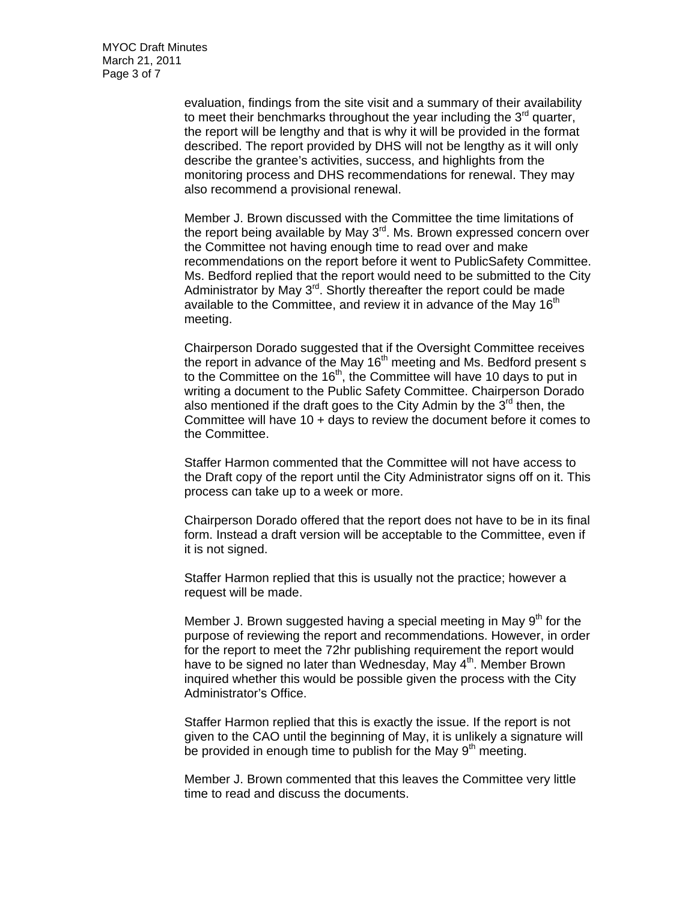evaluation, findings from the site visit and a summary of their availability to meet their benchmarks throughout the year including the 3rd quarter, the report will be lengthy and that is why it will be provided in the format described. The report provided by DHS will not be lengthy as it will only describe the grantee's activities, success, and highlights from the monitoring process and DHS recommendations for renewal. They may also recommend a provisional renewal.

Member J. Brown discussed with the Committee the time limitations of the report being available by May 3rd. Ms. Brown expressed concern over the Committee not having enough time to read over and make recommendations on the report before it went to PublicSafety Committee. Ms. Bedford replied that the report would need to be submitted to the City Administrator by May 3rd. Shortly thereafter the report could be made available to the Committee, and review it in advance of the May 16th meeting.

Chairperson Dorado suggested that if the Oversight Committee receives the report in advance of the May 16th meeting and Ms. Bedford present s to the Committee on the 16th, the Committee will have 10 days to put in writing a document to the Public Safety Committee. Chairperson Dorado also mentioned if the draft goes to the City Admin by the 3rd then, the Committee will have 10 + days to review the document before it comes to the Committee.

Staffer Harmon commented that the Committee will not have access to the Draft copy of the report until the City Administrator signs off on it. This process can take up to a week or more.

Chairperson Dorado offered that the report does not have to be in its final form. Instead a draft version will be acceptable to the Committee, even if it is not signed.

Staffer Harmon replied that this is usually not the practice; however a request will be made.

Member J. Brown suggested having a special meeting in May 9th for the purpose of reviewing the report and recommendations. However, in order for the report to meet the 72hr publishing requirement the report would have to be signed no later than Wednesday, May 4th. Member Brown inquired whether this would be possible given the process with the City Administrator's Office.

Staffer Harmon replied that this is exactly the issue. If the report is not given to the CAO until the beginning of May, it is unlikely a signature will be provided in enough time to publish for the May 9th meeting.

Member J. Brown commented that this leaves the Committee very little time to read and discuss the documents.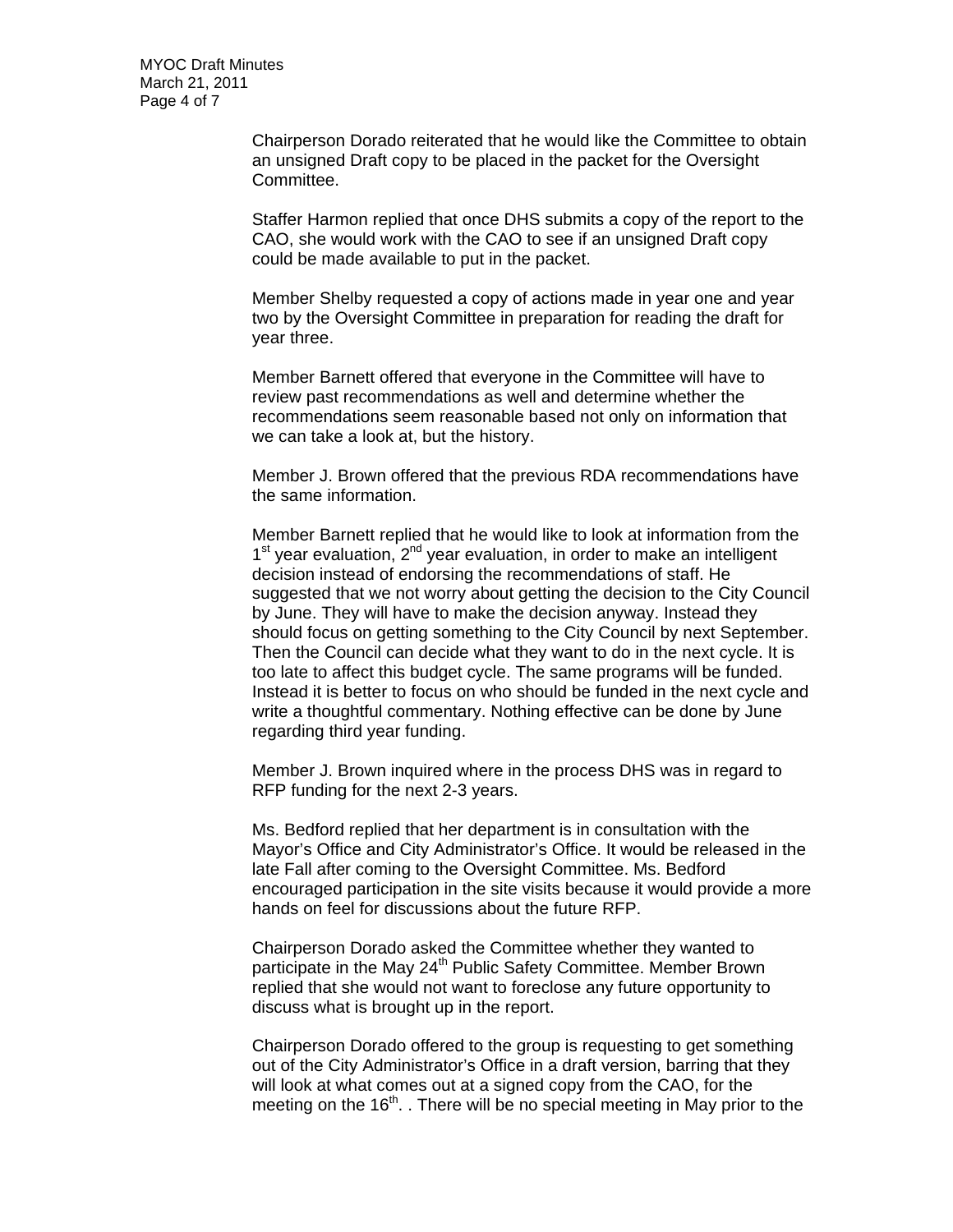Chairperson Dorado reiterated that he would like the Committee to obtain an unsigned Draft copy to be placed in the packet for the Oversight Committee.

Staffer Harmon replied that once DHS submits a copy of the report to the CAO, she would work with the CAO to see if an unsigned Draft copy could be made available to put in the packet.

Member Shelby requested a copy of actions made in year one and year two by the Oversight Committee in preparation for reading the draft for year three.

Member Barnett offered that everyone in the Committee will have to review past recommendations as well and determine whether the recommendations seem reasonable based not only on information that we can take a look at, but the history.

Member J. Brown offered that the previous RDA recommendations have the same information.

Member Barnett replied that he would like to look at information from the 1st year evaluation, 2nd year evaluation, in order to make an intelligent decision instead of endorsing the recommendations of staff. He suggested that we not worry about getting the decision to the City Council by June. They will have to make the decision anyway. Instead they should focus on getting something to the City Council by next September. Then the Council can decide what they want to do in the next cycle. It is too late to affect this budget cycle. The same programs will be funded. Instead it is better to focus on who should be funded in the next cycle and write a thoughtful commentary. Nothing effective can be done by June regarding third year funding.

Member J. Brown inquired where in the process DHS was in regard to RFP funding for the next 2-3 years.

Ms. Bedford replied that her department is in consultation with the Mayor's Office and City Administrator's Office. It would be released in the late Fall after coming to the Oversight Committee. Ms. Bedford encouraged participation in the site visits because it would provide a more hands on feel for discussions about the future RFP.

Chairperson Dorado asked the Committee whether they wanted to participate in the May 24th Public Safety Committee. Member Brown replied that she would not want to foreclose any future opportunity to discuss what is brought up in the report.

Chairperson Dorado offered to the group is requesting to get something out of the City Administrator's Office in a draft version, barring that they will look at what comes out at a signed copy from the CAO, for the meeting on the 16th. . There will be no special meeting in May prior to the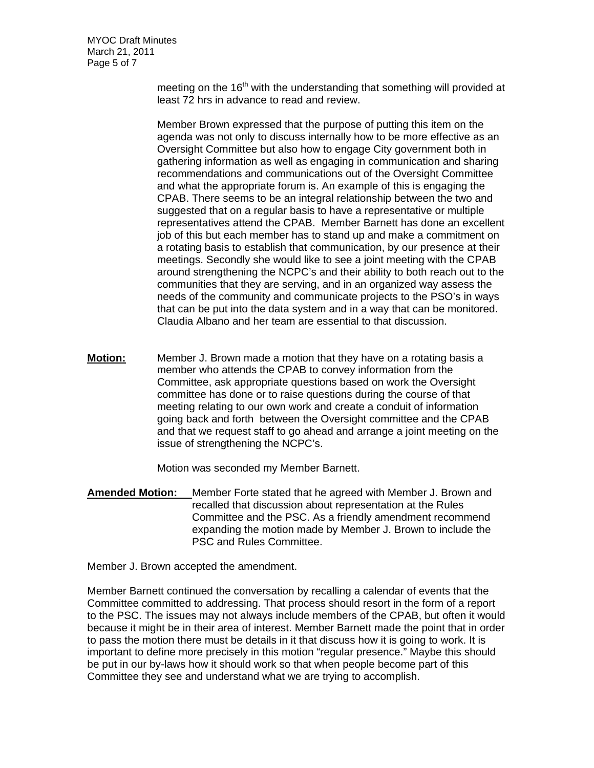meeting on the 16th with the understanding that something will provided at least 72 hrs in advance to read and review.

Member Brown expressed that the purpose of putting this item on the agenda was not only to discuss internally how to be more effective as an Oversight Committee but also how to engage City government both in gathering information as well as engaging in communication and sharing recommendations and communications out of the Oversight Committee and what the appropriate forum is. An example of this is engaging the CPAB. There seems to be an integral relationship between the two and suggested that on a regular basis to have a representative or multiple representatives attend the CPAB. Member Barnett has done an excellent job of this but each member has to stand up and make a commitment on a rotating basis to establish that communication, by our presence at their meetings. Secondly she would like to see a joint meeting with the CPAB around strengthening the NCPC's and their ability to both reach out to the communities that they are serving, and in an organized way assess the needs of the community and communicate projects to the PSO's in ways that can be put into the data system and in a way that can be monitored. Claudia Albano and her team are essential to that discussion.

**Motion:** Member J. Brown made a motion that they have on a rotating basis a member who attends the CPAB to convey information from the Committee, ask appropriate questions based on work the Oversight committee has done or to raise questions during the course of that meeting relating to our own work and create a conduit of information going back and forth between the Oversight committee and the CPAB and that we request staff to go ahead and arrange a joint meeting on the issue of strengthening the NCPC's.

Motion was seconded my Member Barnett.

**Amended Motion:** Member Forte stated that he agreed with Member J. Brown and recalled that discussion about representation at the Rules Committee and the PSC. As a friendly amendment recommend expanding the motion made by Member J. Brown to include the PSC and Rules Committee.

Member J. Brown accepted the amendment.

Member Barnett continued the conversation by recalling a calendar of events that the Committee committed to addressing. That process should resort in the form of a report to the PSC. The issues may not always include members of the CPAB, but often it would because it might be in their area of interest. Member Barnett made the point that in order to pass the motion there must be details in it that discuss how it is going to work. It is important to define more precisely in this motion "regular presence." Maybe this should be put in our by-laws how it should work so that when people become part of this Committee they see and understand what we are trying to accomplish.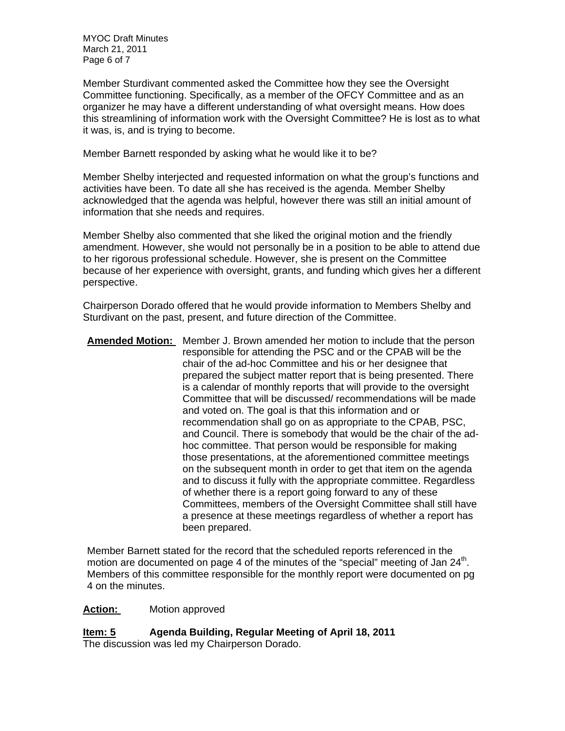Member Sturdivant commented asked the Committee how they see the Oversight Committee functioning. Specifically, as a member of the OFCY Committee and as an organizer he may have a different understanding of what oversight means. How does this streamlining of information work with the Oversight Committee? He is lost as to what it was, is, and is trying to become.

Member Barnett responded by asking what he would like it to be?

Member Shelby interjected and requested information on what the group's functions and activities have been. To date all she has received is the agenda. Member Shelby acknowledged that the agenda was helpful, however there was still an initial amount of information that she needs and requires.

Member Shelby also commented that she liked the original motion and the friendly amendment. However, she would not personally be in a position to be able to attend due to her rigorous professional schedule. However, she is present on the Committee because of her experience with oversight, grants, and funding which gives her a different perspective.

Chairperson Dorado offered that he would provide information to Members Shelby and Sturdivant on the past, present, and future direction of the Committee.

**Amended Motion:** Member J. Brown amended her motion to include that the person responsible for attending the PSC and or the CPAB will be the chair of the ad-hoc Committee and his or her designee that prepared the subject matter report that is being presented. There is a calendar of monthly reports that will provide to the oversight Committee that will be discussed/ recommendations will be made and voted on. The goal is that this information and or recommendation shall go on as appropriate to the CPAB, PSC, and Council. There is somebody that would be the chair of the ad-hoc committee. That person would be responsible for making those presentations, at the aforementioned committee meetings on the subsequent month in order to get that item on the agenda and to discuss it fully with the appropriate committee. Regardless of whether there is a report going forward to any of these Committees, members of the Oversight Committee shall still have a presence at these meetings regardless of whether a report has been prepared.

Member Barnett stated for the record that the scheduled reports referenced in the motion are documented on page 4 of the minutes of the "special" meeting of Jan 24th. Members of this committee responsible for the monthly report were documented on pg 4 on the minutes.

**Action:** Motion approved

**Item: 5 Agenda Building, Regular Meeting of April 18, 2011**

The discussion was led my Chairperson Dorado.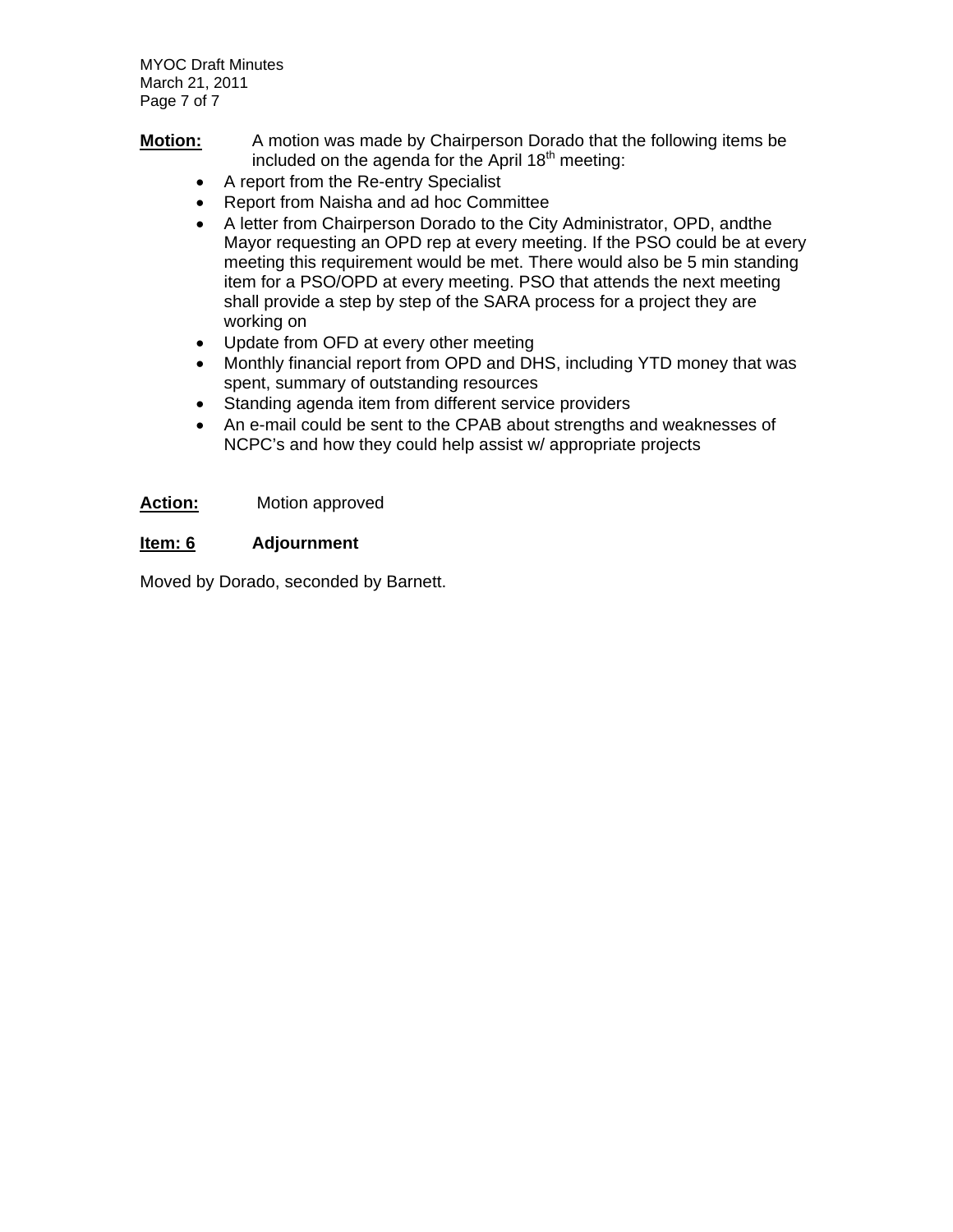**Motion:** A motion was made by Chairperson Dorado that the following items be included on the agenda for the April 18th meeting:

- A report from the Re-entry Specialist
- Report from Naisha and ad hoc Committee
- A letter from Chairperson Dorado to the City Administrator, OPD, andthe Mayor requesting an OPD rep at every meeting. If the PSO could be at every meeting this requirement would be met. There would also be 5 min standing item for a PSO/OPD at every meeting. PSO that attends the next meeting shall provide a step by step of the SARA process for a project they are working on
- Update from OFD at every other meeting
- Monthly financial report from OPD and DHS, including YTD money that was spent, summary of outstanding resources
- Standing agenda item from different service providers
- An e-mail could be sent to the CPAB about strengths and weaknesses of NCPC's and how they could help assist w/ appropriate projects

**Action:** Motion approved

**Item: 6** **Adjournment**

Moved by Dorado, seconded by Barnett.